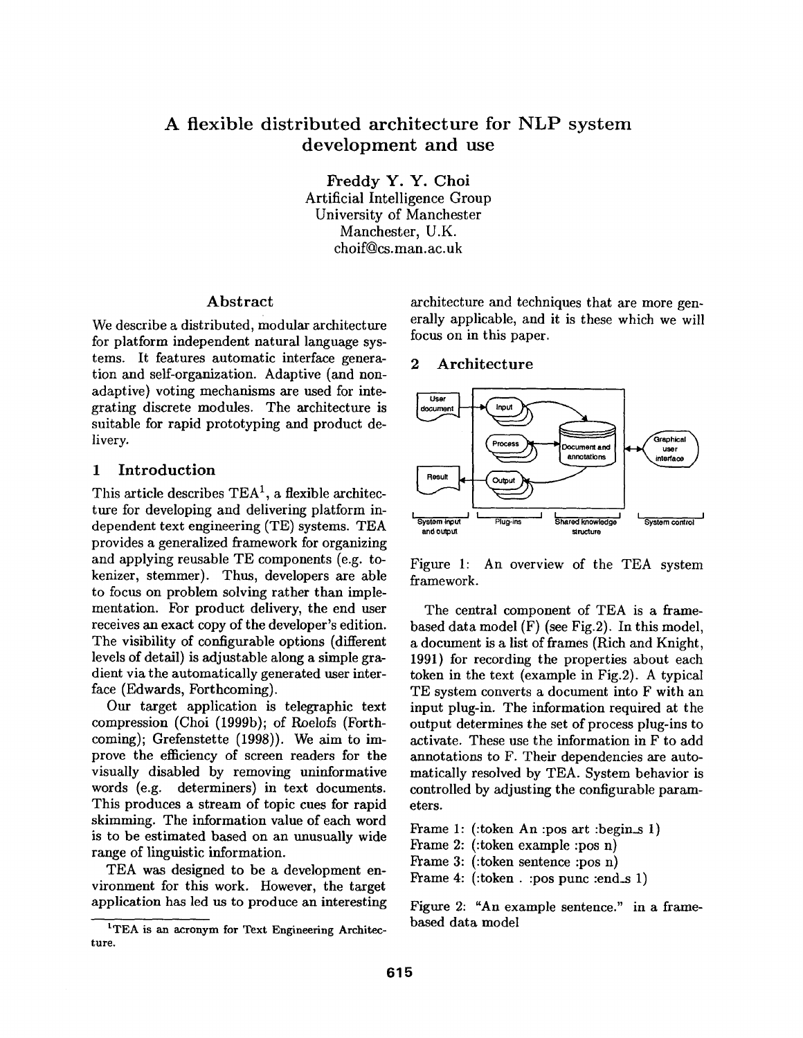# A flexible distributed architecture for NLP system development and use

Freddy Y. Y. Choi
Artificial Intelligence Group
University of Manchester
Manchester, U.K.
choif@cs.man.ac.uk

## Abstract

We describe a distributed, modular architecture for platform independent natural language systems. It features automatic interface generation and self-organization. Adaptive (and non-adaptive) voting mechanisms are used for integrating discrete modules. The architecture is suitable for rapid prototyping and product delivery.

## 1 Introduction

This article describes TEA[1], a flexible architecture for developing and delivering platform independent text engineering (TE) systems. TEA provides a generalized framework for organizing and applying reusable TE components (e.g. tokenizer, stemmer). Thus, developers are able to focus on problem solving rather than implementation. For product delivery, the end user receives an exact copy of the developer's edition. The visibility of configurable options (different levels of detail) is adjustable along a simple gradient via the automatically generated user interface (Edwards, Forthcoming).

Our target application is telegraphic text compression (Choi (1999b); of Roelofs (Forthcoming); Grefenstette (1998)). We aim to improve the efficiency of screen readers for the visually disabled by removing uninformative words (e.g. determiners) in text documents. This produces a stream of topic cues for rapid skimming. The information value of each word is to be estimated based on an unusually wide range of linguistic information.

TEA was designed to be a development environment for this work. However, the target application has led us to produce an interesting architecture and techniques that are more generally applicable, and it is these which we will focus on in this paper.

[1] TEA is an acronym for Text Engineering Architecture.

## 2 Architecture

Figure 1: An overview of the TEA system framework.

The central component of TEA is a frame-based data model (F) (see Fig.2). In this model, a document is a list of frames (Rich and Knight, 1991) for recording the properties about each token in the text (example in Fig.2). A typical TE system converts a document into F with an input plug-in. The information required at the output determines the set of process plug-ins to activate. These use the information in F to add annotations to F. Their dependencies are automatically resolved by TEA. System behavior is controlled by adjusting the configurable parameters.

Frame 1: (:token An :pos art :begin_s 1)
Frame 2: (:token example :pos n)
Frame 3: (:token sentence :pos n)
Frame 4: (:token . :pos punc :end_s 1)

Figure 2: "An example sentence." in a frame-based data model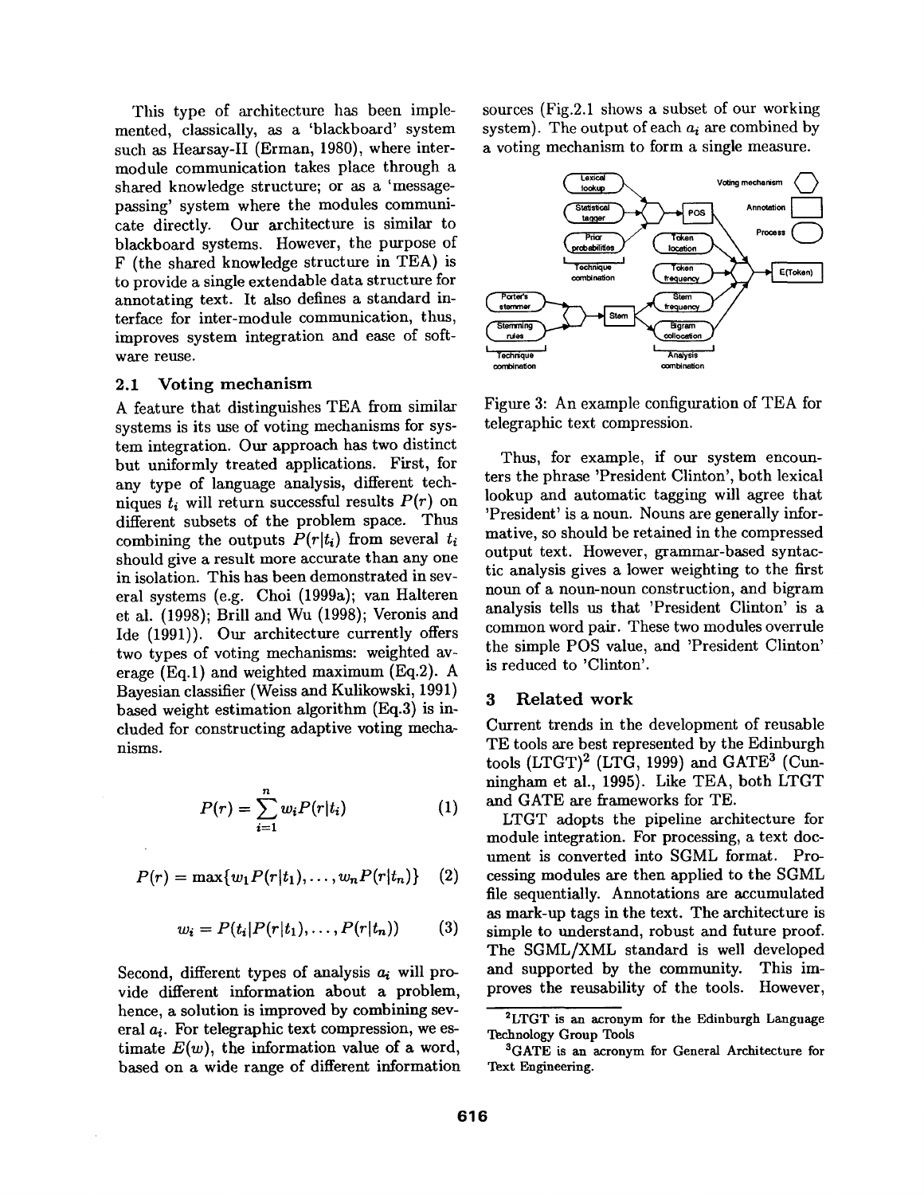This type of architecture has been implemented, classically, as a 'blackboard' system such as Hearsay-II (Erman, 1980), where inter-module communication takes place through a shared knowledge structure; or as a 'message-passing' system where the modules communicate directly. Our architecture is similar to blackboard systems. However, the purpose of F (the shared knowledge structure in TEA) is to provide a single extendable data structure for annotating text. It also defines a standard interface for inter-module communication, thus, improves system integration and ease of software reuse.

### 2.1 Voting mechanism

A feature that distinguishes TEA from similar systems is its use of voting mechanisms for system integration. Our approach has two distinct but uniformly treated applications. First, for any type of language analysis, different techniques $t_i$ will return successful results $P(r)$ on different subsets of the problem space. Thus combining the outputs $P(r|t_i)$ from several $t_i$ should give a result more accurate than any one in isolation. This has been demonstrated in several systems (e.g. Choi (1999a); van Halteren et al. (1998); Brill and Wu (1998); Veronis and Ide (1991)). Our architecture currently offers two types of voting mechanisms: weighted average (Eq.1) and weighted maximum (Eq.2). A Bayesian classifier (Weiss and Kulikowski, 1991) based weight estimation algorithm (Eq.3) is included for constructing adaptive voting mechanisms.

$$P(r) = \sum_{i=1}^{n} w_i P(r|t_i) \tag{1}$$

$$P(r) = \max\{w_1 P(r|t_1), \ldots, w_n P(r|t_n)\} \tag{2}$$

$$w_i = P(t_i | P(r|t_1), \ldots, P(r|t_n)) \tag{3}$$

Second, different types of analysis $a_i$ will provide different information about a problem, hence, a solution is improved by combining several $a_i$. For telegraphic text compression, we estimate $E(w)$, the information value of a word, based on a wide range of different information sources (Fig.2.1 shows a subset of our working system). The output of each $a_i$ are combined by a voting mechanism to form a single measure.

Figure 3: An example configuration of TEA for telegraphic text compression.

Thus, for example, if our system encounters the phrase 'President Clinton', both lexical lookup and automatic tagging will agree that 'President' is a noun. Nouns are generally informative, so should be retained in the compressed output text. However, grammar-based syntactic analysis gives a lower weighting to the first noun of a noun-noun construction, and bigram analysis tells us that 'President Clinton' is a common word pair. These two modules overrule the simple POS value, and 'President Clinton' is reduced to 'Clinton'.

## 3 Related work

Current trends in the development of reusable TE tools are best represented by the Edinburgh tools (LTGT)[2] (LTG, 1999) and GATE[3] (Cunningham et al., 1995). Like TEA, both LTGT and GATE are frameworks for TE.

LTGT adopts the pipeline architecture for module integration. For processing, a text document is converted into SGML format. Processing modules are then applied to the SGML file sequentially. Annotations are accumulated as mark-up tags in the text. The architecture is simple to understand, robust and future proof. The SGML/XML standard is well developed and supported by the community. This improves the reusability of the tools. However,

[2]LTGT is an acronym for the Edinburgh Language Technology Group Tools

[3]GATE is an acronym for General Architecture for Text Engineering.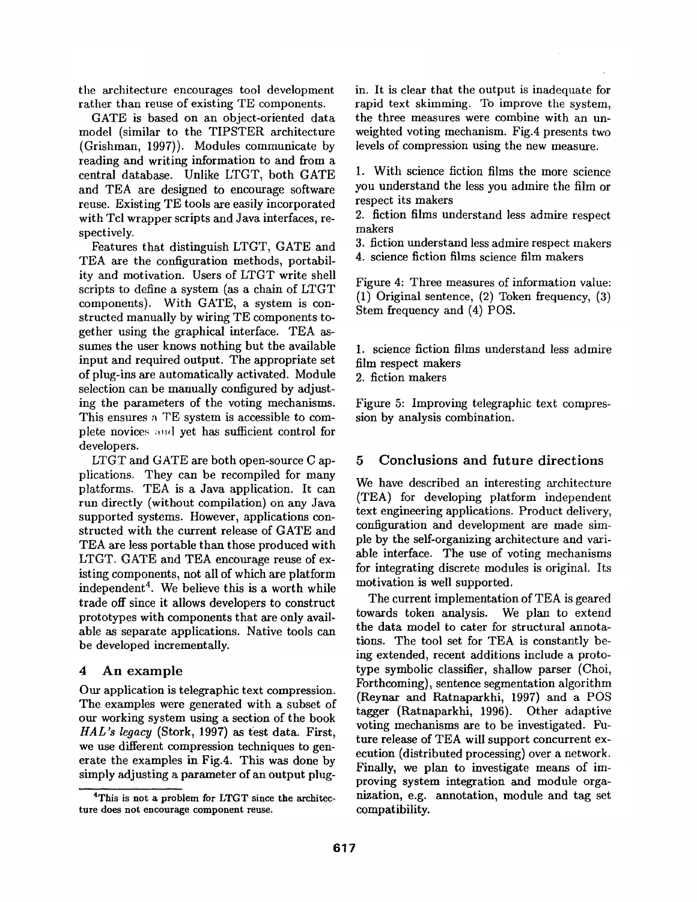the architecture encourages tool development rather than reuse of existing TE components.

GATE is based on an object-oriented data model (similar to the TIPSTER architecture (Grishman, 1997)). Modules communicate by reading and writing information to and from a central database. Unlike LTGT, both GATE and TEA are designed to encourage software reuse. Existing TE tools are easily incorporated with Tcl wrapper scripts and Java interfaces, respectively.

Features that distinguish LTGT, GATE and TEA are the configuration methods, portability and motivation. Users of LTGT write shell scripts to define a system (as a chain of LTGT components). With GATE, a system is constructed manually by wiring TE components together using the graphical interface. TEA assumes the user knows nothing but the available input and required output. The appropriate set of plug-ins are automatically activated. Module selection can be manually configured by adjusting the parameters of the voting mechanisms. This ensures a TE system is accessible to complete novices and yet has sufficient control for developers.

LTGT and GATE are both open-source C applications. They can be recompiled for many platforms. TEA is a Java application. It can run directly (without compilation) on any Java supported systems. However, applications constructed with the current release of GATE and TEA are less portable than those produced with LTGT. GATE and TEA encourage reuse of existing components, not all of which are platform independent[4]. We believe this is a worth while trade off since it allows developers to construct prototypes with components that are only available as separate applications. Native tools can be developed incrementally.

## 4 An example

Our application is telegraphic text compression. The examples were generated with a subset of our working system using a section of the book *HAL's legacy* (Stork, 1997) as test data. First, we use different compression techniques to generate the examples in Fig.4. This was done by simply adjusting a parameter of an output plug-in. It is clear that the output is inadequate for rapid text skimming. To improve the system, the three measures were combine with an unweighted voting mechanism. Fig.4 presents two levels of compression using the new measure.

[4] This is not a problem for LTGT since the architecture does not encourage component reuse.

1. With science fiction films the more science you understand the less you admire the film or respect its makers
2. fiction films understand less admire respect makers
3. fiction understand less admire respect makers
4. science fiction films science film makers

Figure 4: Three measures of information value: (1) Original sentence, (2) Token frequency, (3) Stem frequency and (4) POS.

1. science fiction films understand less admire film respect makers
2. fiction makers

Figure 5: Improving telegraphic text compression by analysis combination.

## 5 Conclusions and future directions

We have described an interesting architecture (TEA) for developing platform independent text engineering applications. Product delivery, configuration and development are made simple by the self-organizing architecture and variable interface. The use of voting mechanisms for integrating discrete modules is original. Its motivation is well supported.

The current implementation of TEA is geared towards token analysis. We plan to extend the data model to cater for structural annotations. The tool set for TEA is constantly being extended, recent additions include a prototype symbolic classifier, shallow parser (Choi, Forthcoming), sentence segmentation algorithm (Reynar and Ratnaparkhi, 1997) and a POS tagger (Ratnaparkhi, 1996). Other adaptive voting mechanisms are to be investigated. Future release of TEA will support concurrent execution (distributed processing) over a network. Finally, we plan to investigate means of improving system integration and module organization, e.g. annotation, module and tag set compatibility.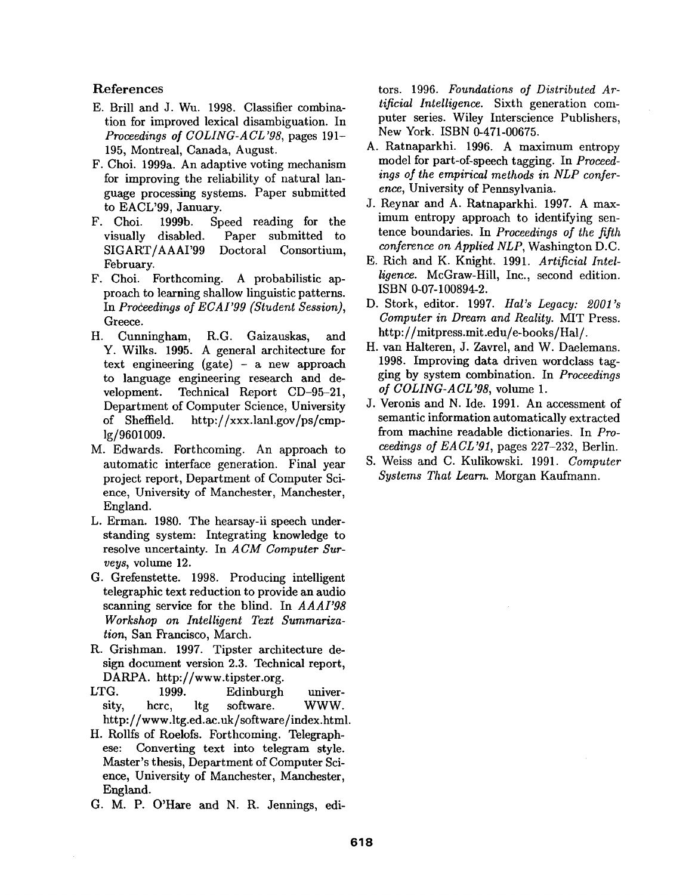## References

E. Brill and J. Wu. 1998. Classifier combination for improved lexical disambiguation. In *Proceedings of COLING-ACL'98*, pages 191–195, Montreal, Canada, August.

F. Choi. 1999a. An adaptive voting mechanism for improving the reliability of natural language processing systems. Paper submitted to EACL'99, January.

F. Choi. 1999b. Speed reading for the visually disabled. Paper submitted to SIGART/AAAI'99 Doctoral Consortium, February.

F. Choi. Forthcoming. A probabilistic approach to learning shallow linguistic patterns. In *Proceedings of ECAI'99 (Student Session)*, Greece.

H. Cunningham, R.G. Gaizauskas, and Y. Wilks. 1995. A general architecture for text engineering (gate) – a new approach to language engineering research and development. Technical Report CD–95–21, Department of Computer Science, University of Sheffield. http://xxx.lanl.gov/ps/cmp-lg/9601009.

M. Edwards. Forthcoming. An approach to automatic interface generation. Final year project report, Department of Computer Science, University of Manchester, Manchester, England.

L. Erman. 1980. The hearsay-ii speech understanding system: Integrating knowledge to resolve uncertainty. In *ACM Computer Surveys*, volume 12.

G. Grefenstette. 1998. Producing intelligent telegraphic text reduction to provide an audio scanning service for the blind. In *AAAI'98 Workshop on Intelligent Text Summarization*, San Francisco, March.

R. Grishman. 1997. Tipster architecture design document version 2.3. Technical report, DARPA. http://www.tipster.org.

LTG. 1999. Edinburgh university, hcrc, ltg software. WWW. http://www.ltg.ed.ac.uk/software/index.html.

H. Rollfs of Roelofs. Forthcoming. Telegraphese: Converting text into telegram style. Master's thesis, Department of Computer Science, University of Manchester, Manchester, England.

G. M. P. O'Hare and N. R. Jennings, editors. 1996. *Foundations of Distributed Artificial Intelligence*. Sixth generation computer series. Wiley Interscience Publishers, New York. ISBN 0-471-00675.

A. Ratnaparkhi. 1996. A maximum entropy model for part-of-speech tagging. In *Proceedings of the empirical methods in NLP conference*, University of Pennsylvania.

J. Reynar and A. Ratnaparkhi. 1997. A maximum entropy approach to identifying sentence boundaries. In *Proceedings of the fifth conference on Applied NLP*, Washington D.C.

E. Rich and K. Knight. 1991. *Artificial Intelligence*. McGraw-Hill, Inc., second edition. ISBN 0-07-100894-2.

D. Stork, editor. 1997. *Hal's Legacy: 2001's Computer in Dream and Reality*. MIT Press. http://mitpress.mit.edu/e-books/Hal/.

H. van Halteren, J. Zavrel, and W. Daelemans. 1998. Improving data driven wordclass tagging by system combination. In *Proceedings of COLING-ACL'98*, volume 1.

J. Veronis and N. Ide. 1991. An accessment of semantic information automatically extracted from machine readable dictionaries. In *Proceedings of EACL'91*, pages 227–232, Berlin.

S. Weiss and C. Kulikowski. 1991. *Computer Systems That Learn*. Morgan Kaufmann.